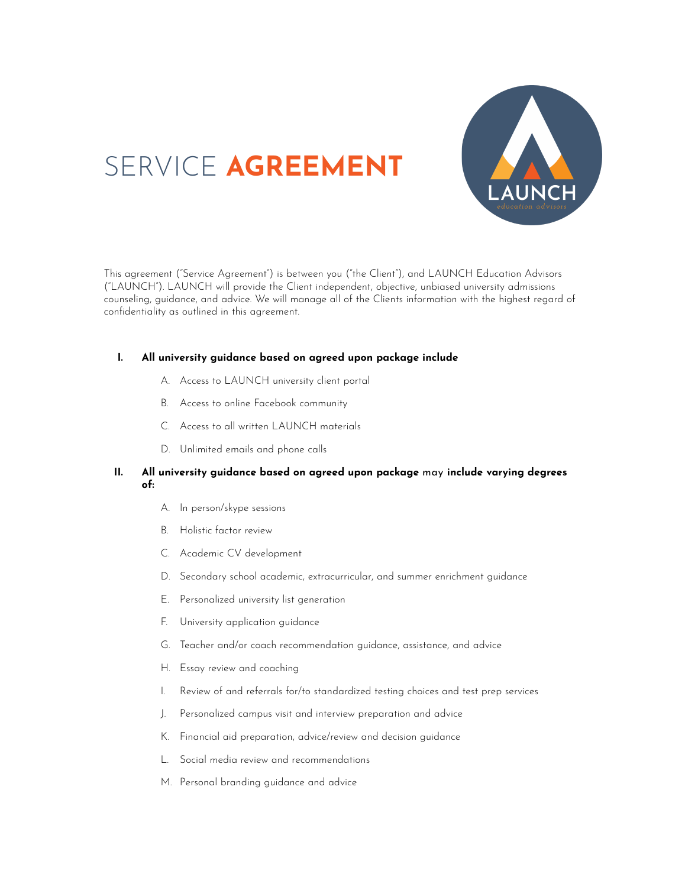# SERVICE **AGREEMENT**

This agreement ("Service Agreement") is between you ("the Client"), and LAUNCH Education Advisors ("LAUNCH"). LAUNCH will provide the Client independent, objective, unbiased university admissions counseling, guidance, and advice. We will manage all of the Clients information with the highest regard of confidentiality as outlined in this agreement.

**I. All university guidance based on agreed upon package include**

A. Access to LAUNCH university client portal

B. Access to online Facebook community

C. Access to all written LAUNCH materials

D. Unlimited emails and phone calls

**II. All university guidance based on agreed upon package** may **include varying degrees of:**

A. In person/skype sessions

B. Holistic factor review

C. Academic CV development

D. Secondary school academic, extracurricular, and summer enrichment guidance

E. Personalized university list generation

F. University application guidance

G. Teacher and/or coach recommendation guidance, assistance, and advice

H. Essay review and coaching

I. Review of and referrals for/to standardized testing choices and test prep services

J. Personalized campus visit and interview preparation and advice

K. Financial aid preparation, advice/review and decision guidance

L. Social media review and recommendations

M. Personal branding guidance and advice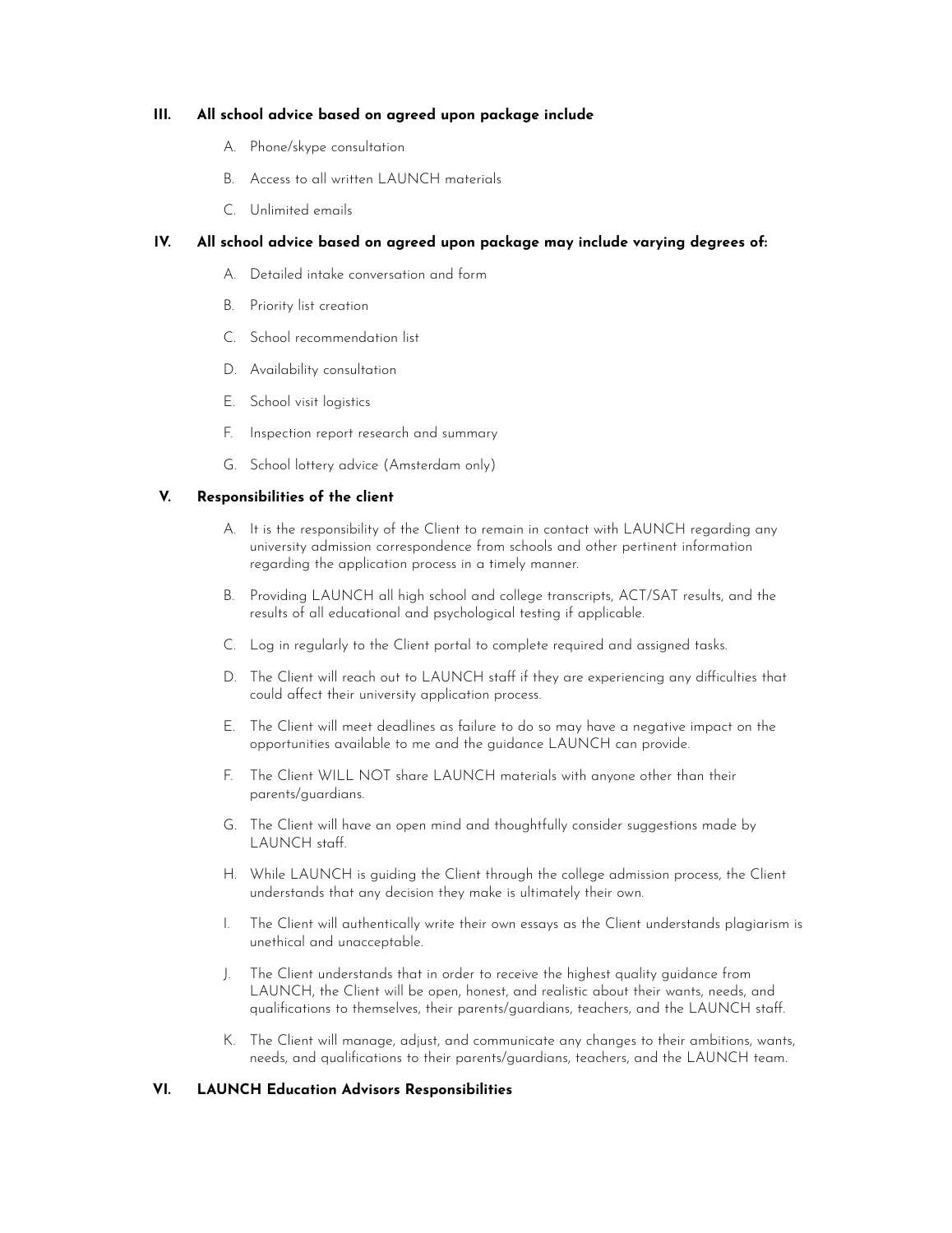## III. All school advice based on agreed upon package include

A. Phone/skype consultation

B. Access to all written LAUNCH materials

C. Unlimited emails

## IV. All school advice based on agreed upon package may include varying degrees of:

A. Detailed intake conversation and form

B. Priority list creation

C. School recommendation list

D. Availability consultation

E. School visit logistics

F. Inspection report research and summary

G. School lottery advice (Amsterdam only)

## V. Responsibilities of the client

A. It is the responsibility of the Client to remain in contact with LAUNCH regarding any university admission correspondence from schools and other pertinent information regarding the application process in a timely manner.

B. Providing LAUNCH all high school and college transcripts, ACT/SAT results, and the results of all educational and psychological testing if applicable.

C. Log in regularly to the Client portal to complete required and assigned tasks.

D. The Client will reach out to LAUNCH staff if they are experiencing any difficulties that could affect their university application process.

E. The Client will meet deadlines as failure to do so may have a negative impact on the opportunities available to me and the guidance LAUNCH can provide.

F. The Client WILL NOT share LAUNCH materials with anyone other than their parents/guardians.

G. The Client will have an open mind and thoughtfully consider suggestions made by LAUNCH staff.

H. While LAUNCH is guiding the Client through the college admission process, the Client understands that any decision they make is ultimately their own.

I. The Client will authentically write their own essays as the Client understands plagiarism is unethical and unacceptable.

J. The Client understands that in order to receive the highest quality guidance from LAUNCH, the Client will be open, honest, and realistic about their wants, needs, and qualifications to themselves, their parents/guardians, teachers, and the LAUNCH staff.

K. The Client will manage, adjust, and communicate any changes to their ambitions, wants, needs, and qualifications to their parents/guardians, teachers, and the LAUNCH team.

## VI. LAUNCH Education Advisors Responsibilities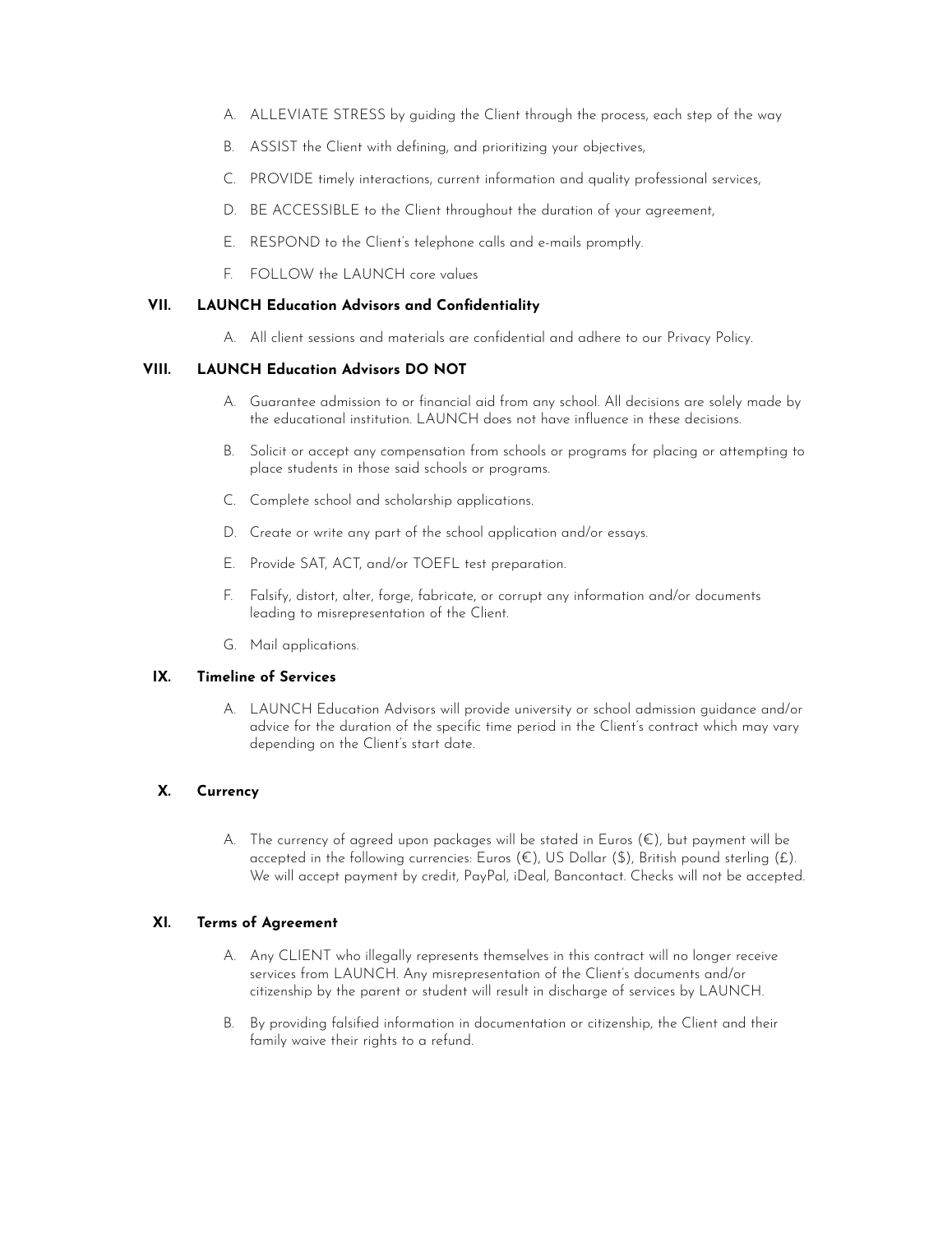A. ALLEVIATE STRESS by guiding the Client through the process, each step of the way

B. ASSIST the Client with defining, and prioritizing your objectives,

C. PROVIDE timely interactions, current information and quality professional services,

D. BE ACCESSIBLE to the Client throughout the duration of your agreement,

E. RESPOND to the Client's telephone calls and e-mails promptly.

F. FOLLOW the LAUNCH core values

## VII. LAUNCH Education Advisors and Confidentiality

A. All client sessions and materials are confidential and adhere to our Privacy Policy.

## VIII. LAUNCH Education Advisors DO NOT

A. Guarantee admission to or financial aid from any school. All decisions are solely made by the educational institution. LAUNCH does not have influence in these decisions.

B. Solicit or accept any compensation from schools or programs for placing or attempting to place students in those said schools or programs.

C. Complete school and scholarship applications.

D. Create or write any part of the school application and/or essays.

E. Provide SAT, ACT, and/or TOEFL test preparation.

F. Falsify, distort, alter, forge, fabricate, or corrupt any information and/or documents leading to misrepresentation of the Client.

G. Mail applications.

## IX. Timeline of Services

A. LAUNCH Education Advisors will provide university or school admission guidance and/or advice for the duration of the specific time period in the Client's contract which may vary depending on the Client's start date.

## X. Currency

A. The currency of agreed upon packages will be stated in Euros (€), but payment will be accepted in the following currencies: Euros (€), US Dollar ($), British pound sterling (£). We will accept payment by credit, PayPal, iDeal, Bancontact. Checks will not be accepted.

## XI. Terms of Agreement

A. Any CLIENT who illegally represents themselves in this contract will no longer receive services from LAUNCH. Any misrepresentation of the Client's documents and/or citizenship by the parent or student will result in discharge of services by LAUNCH.

B. By providing falsified information in documentation or citizenship, the Client and their family waive their rights to a refund.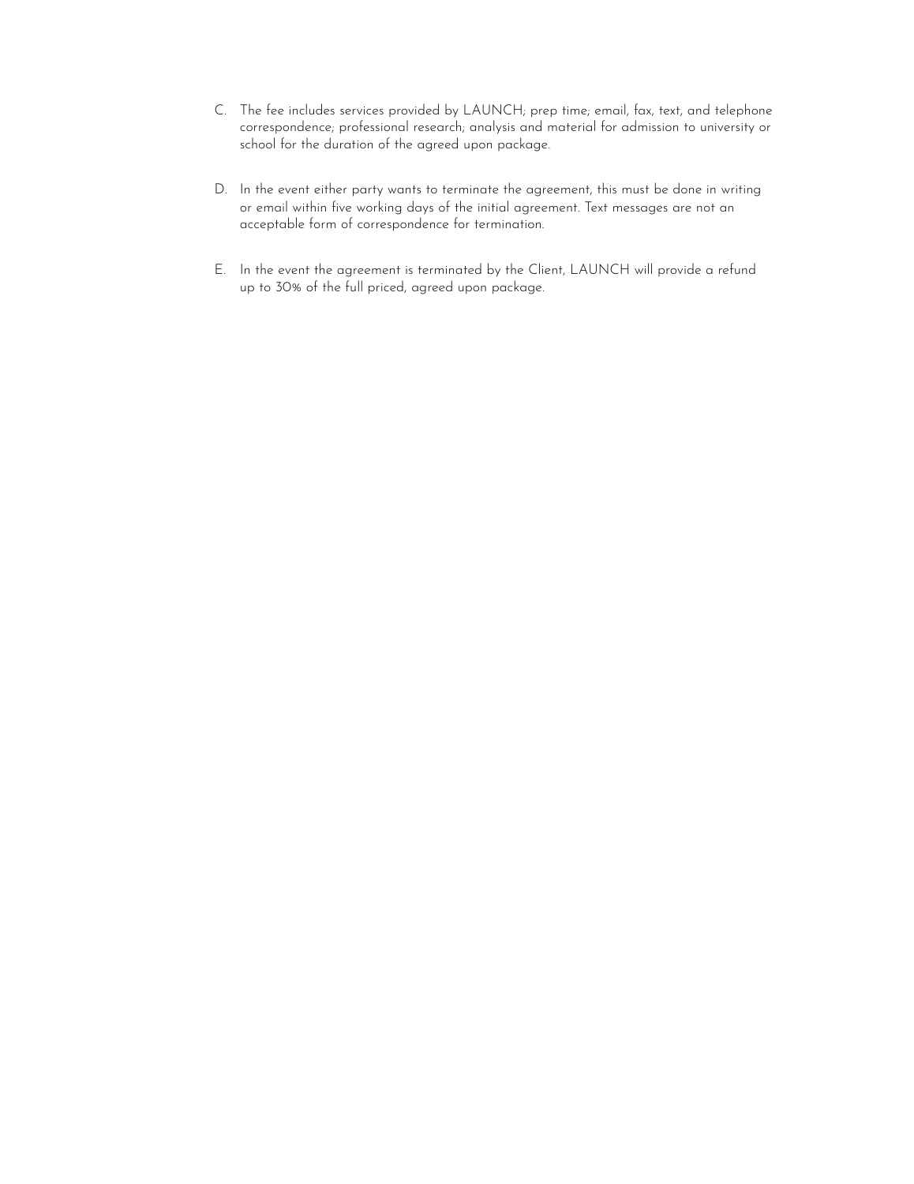C. The fee includes services provided by LAUNCH; prep time; email, fax, text, and telephone correspondence; professional research; analysis and material for admission to university or school for the duration of the agreed upon package.

D. In the event either party wants to terminate the agreement, this must be done in writing or email within five working days of the initial agreement. Text messages are not an acceptable form of correspondence for termination.

E. In the event the agreement is terminated by the Client, LAUNCH will provide a refund up to 30% of the full priced, agreed upon package.